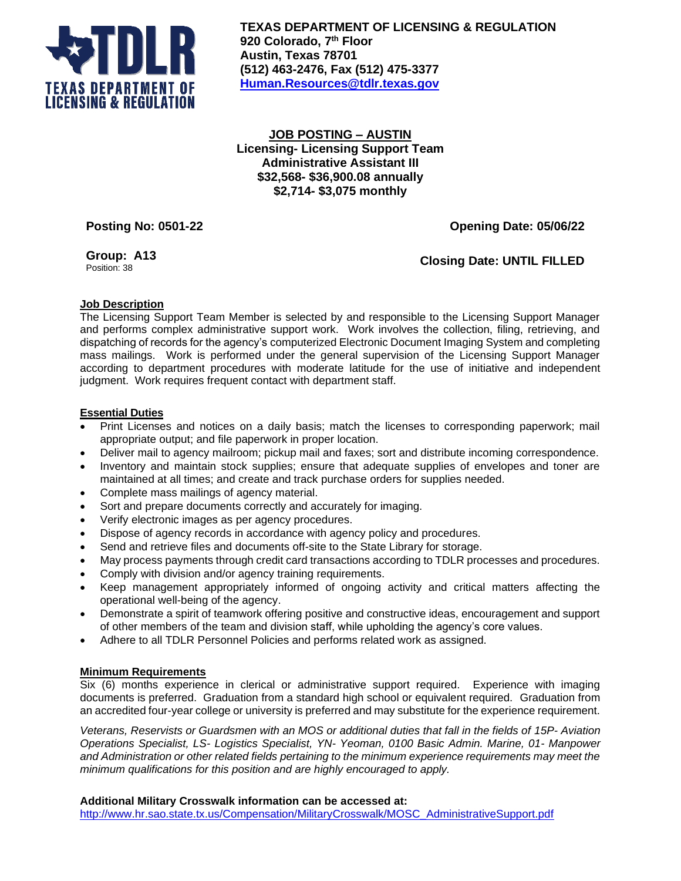**TEXAS DEPARTMENT OF LICENSING & REGULATION**
**920 Colorado, 7th Floor**
**Austin, Texas 78701**
**(512) 463-2476, Fax (512) 475-3377**
**Human.Resources@tdlr.texas.gov**

# JOB POSTING – AUSTIN
## Licensing- Licensing Support Team
## Administrative Assistant III
**$32,568- $36,900.08 annually**
**$2,714- $3,075 monthly**

**Posting No: 0501-22** **Opening Date: 05/06/22**

**Group: A13**
Position: 38

**Closing Date: UNTIL FILLED**

### Job Description

The Licensing Support Team Member is selected by and responsible to the Licensing Support Manager and performs complex administrative support work. Work involves the collection, filing, retrieving, and dispatching of records for the agency's computerized Electronic Document Imaging System and completing mass mailings. Work is performed under the general supervision of the Licensing Support Manager according to department procedures with moderate latitude for the use of initiative and independent judgment. Work requires frequent contact with department staff.

### Essential Duties

- Print Licenses and notices on a daily basis; match the licenses to corresponding paperwork; mail appropriate output; and file paperwork in proper location.
- Deliver mail to agency mailroom; pickup mail and faxes; sort and distribute incoming correspondence.
- Inventory and maintain stock supplies; ensure that adequate supplies of envelopes and toner are maintained at all times; and create and track purchase orders for supplies needed.
- Complete mass mailings of agency material.
- Sort and prepare documents correctly and accurately for imaging.
- Verify electronic images as per agency procedures.
- Dispose of agency records in accordance with agency policy and procedures.
- Send and retrieve files and documents off-site to the State Library for storage.
- May process payments through credit card transactions according to TDLR processes and procedures.
- Comply with division and/or agency training requirements.
- Keep management appropriately informed of ongoing activity and critical matters affecting the operational well-being of the agency.
- Demonstrate a spirit of teamwork offering positive and constructive ideas, encouragement and support of other members of the team and division staff, while upholding the agency's core values.
- Adhere to all TDLR Personnel Policies and performs related work as assigned.

### Minimum Requirements

Six (6) months experience in clerical or administrative support required. Experience with imaging documents is preferred. Graduation from a standard high school or equivalent required. Graduation from an accredited four-year college or university is preferred and may substitute for the experience requirement.

*Veterans, Reservists or Guardsmen with an MOS or additional duties that fall in the fields of 15P- Aviation Operations Specialist, LS- Logistics Specialist, YN- Yeoman, 0100 Basic Admin. Marine, 01- Manpower and Administration or other related fields pertaining to the minimum experience requirements may meet the minimum qualifications for this position and are highly encouraged to apply.*

**Additional Military Crosswalk information can be accessed at:**
http://www.hr.sao.state.tx.us/Compensation/MilitaryCrosswalk/MOSC_AdministrativeSupport.pdf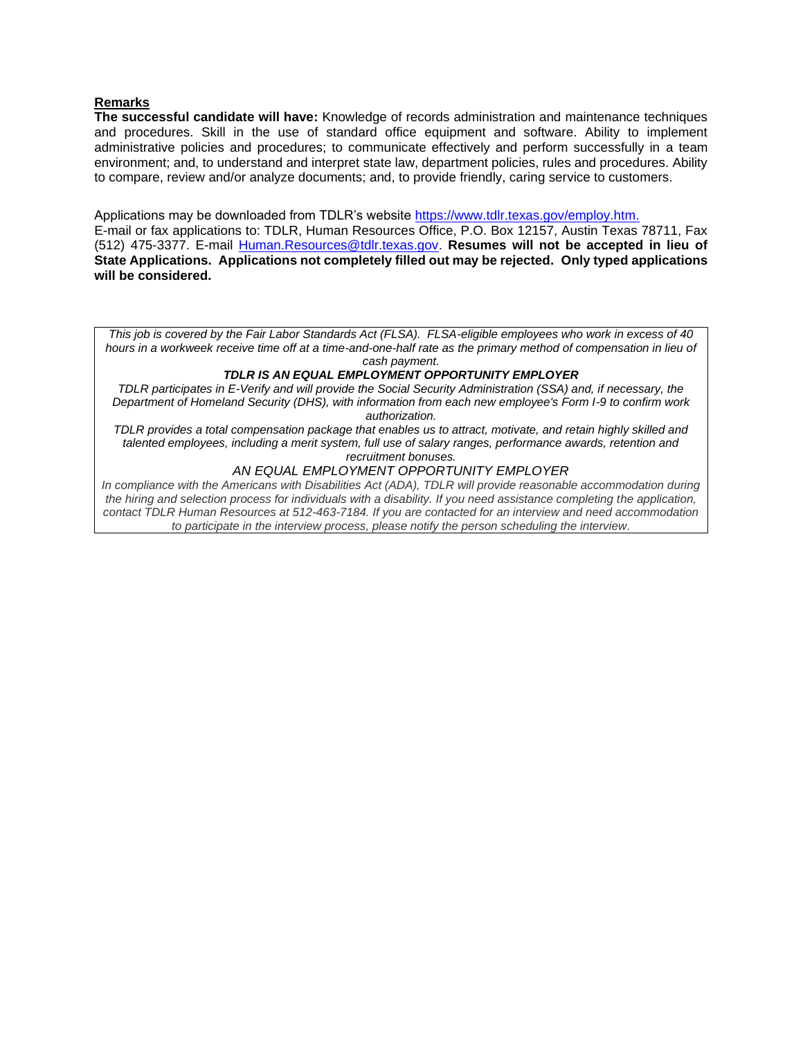## Remarks

**The successful candidate will have:** Knowledge of records administration and maintenance techniques and procedures. Skill in the use of standard office equipment and software. Ability to implement administrative policies and procedures; to communicate effectively and perform successfully in a team environment; and, to understand and interpret state law, department policies, rules and procedures. Ability to compare, review and/or analyze documents; and, to provide friendly, caring service to customers.

Applications may be downloaded from TDLR's website [https://www.tdlr.texas.gov/employ.htm.](https://www.tdlr.texas.gov/employ.htm)
E-mail or fax applications to: TDLR, Human Resources Office, P.O. Box 12157, Austin Texas 78711, Fax (512) 475-3377. E-mail [Human.Resources@tdlr.texas.gov](mailto:Human.Resources@tdlr.texas.gov). **Resumes will not be accepted in lieu of State Applications. Applications not completely filled out may be rejected. Only typed applications will be considered.**

*This job is covered by the Fair Labor Standards Act (FLSA). FLSA-eligible employees who work in excess of 40 hours in a workweek receive time off at a time-and-one-half rate as the primary method of compensation in lieu of cash payment.*

***TDLR IS AN EQUAL EMPLOYMENT OPPORTUNITY EMPLOYER***

*TDLR participates in E-Verify and will provide the Social Security Administration (SSA) and, if necessary, the Department of Homeland Security (DHS), with information from each new employee's Form I-9 to confirm work authorization.*

*TDLR provides a total compensation package that enables us to attract, motivate, and retain highly skilled and talented employees, including a merit system, full use of salary ranges, performance awards, retention and recruitment bonuses.*

*AN EQUAL EMPLOYMENT OPPORTUNITY EMPLOYER*

*In compliance with the Americans with Disabilities Act (ADA), TDLR will provide reasonable accommodation during the hiring and selection process for individuals with a disability. If you need assistance completing the application, contact TDLR Human Resources at 512-463-7184. If you are contacted for an interview and need accommodation to participate in the interview process, please notify the person scheduling the interview.*